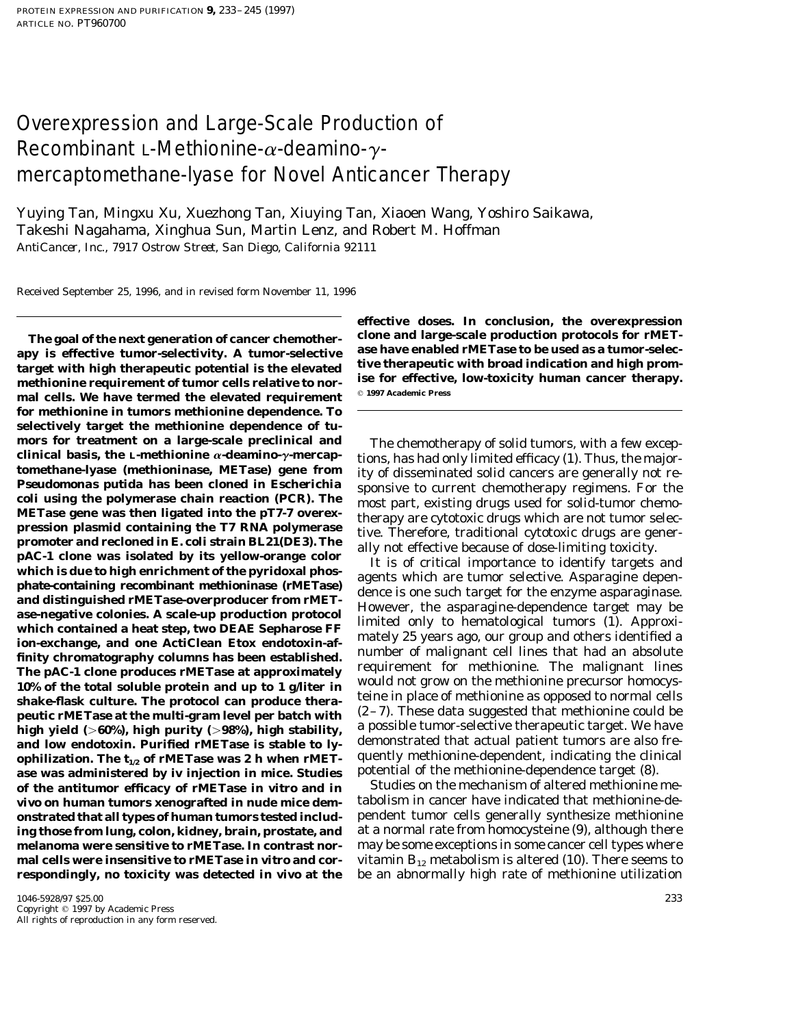# Overexpression and Large-Scale Production of Recombinant L-Methionine-α-deamino-γ-mercaptomethane-lyase for Novel Anticancer Therapy

Yuying Tan, Mingxu Xu, Xuezhong Tan, Xiuying Tan, Xiaoen Wang, Yoshiro Saikawa, Takeshi Nagahama, Xinghua Sun, Martin Lenz, and Robert M. Hoffman

*AntiCancer, Inc., 7917 Ostrow Street, San Diego, California 92111*

Received September 25, 1996, and in revised form November 11, 1996

**The goal of the next generation of cancer chemotherapy is effective tumor-selectivity. A tumor-selective target with high therapeutic potential is the elevated methionine requirement of tumor cells relative to normal cells. We have termed the elevated requirement for methionine in tumors methionine dependence. To selectively target the methionine dependence of tumors for treatment on a large-scale preclinical and clinical basis, the L-methionine α-deamino-γ-mercaptomethane-lyase (methioninase, METase) gene from *Pseudomonas putida* has been cloned in *Escherichia coli* using the polymerase chain reaction (PCR). The METase gene was then ligated into the pT7-7 overexpression plasmid containing the T7 RNA polymerase promoter and recloned in *E. coli* strain BL21(DE3). The pAC-1 clone was isolated by its yellow-orange color which is due to high enrichment of the pyridoxal phosphate-containing recombinant methioninase (rMETase) and distinguished rMETase-overproducer from rMETase-negative colonies. A scale-up production protocol which contained a heat step, two DEAE Sepharose FF ion-exchange, and one ActiClean Etox endotoxin-affinity chromatography columns has been established. The pAC-1 clone produces rMETase at approximately 10% of the total soluble protein and up to 1 g/liter in shake-flask culture. The protocol can produce therapeutic rMETase at the multi-gram level per batch with high yield (>60%), high purity (>98%), high stability, and low endotoxin. Purified rMETase is stable to lyophilization. The $t_{1/2}$ of rMETase was 2 h when rMETase was administered by iv injection in mice. Studies of the antitumor efficacy of rMETase in vitro and in vivo on human tumors xenografted in nude mice demonstrated that all types of human tumors tested including those from lung, colon, kidney, brain, prostate, and melanoma were sensitive to rMETase. In contrast normal cells were insensitive to rMETase in vitro and correspondingly, no toxicity was detected in vivo at the effective doses. In conclusion, the overexpression clone and large-scale production protocols for rMETase have enabled rMETase to be used as a tumor-selective therapeutic with broad indication and high promise for effective, low-toxicity human cancer therapy.** © 1997 Academic Press

The chemotherapy of solid tumors, with a few exceptions, has had only limited efficacy (1). Thus, the majority of disseminated solid cancers are generally not responsive to current chemotherapy regimens. For the most part, existing drugs used for solid-tumor chemotherapy are cytotoxic drugs which are not tumor selective. Therefore, traditional cytotoxic drugs are generally not effective because of dose-limiting toxicity.

It is of critical importance to identify targets and agents which are tumor selective. Asparagine dependence is one such target for the enzyme asparaginase. However, the asparagine-dependence target may be limited only to hematological tumors (1). Approximately 25 years ago, our group and others identified a number of malignant cell lines that had an absolute requirement for methionine. The malignant lines would not grow on the methionine precursor homocysteine in place of methionine as opposed to normal cells (2–7). These data suggested that methionine could be a possible tumor-selective therapeutic target. We have demonstrated that actual patient tumors are also frequently methionine-dependent, indicating the clinical potential of the methionine-dependence target (8).

Studies on the mechanism of altered methionine metabolism in cancer have indicated that methionine-dependent tumor cells generally synthesize methionine at a normal rate from homocysteine (9), although there may be some exceptions in some cancer cell types where vitamin $B_{12}$ metabolism is altered (10). There seems to be an abnormally high rate of methionine utilization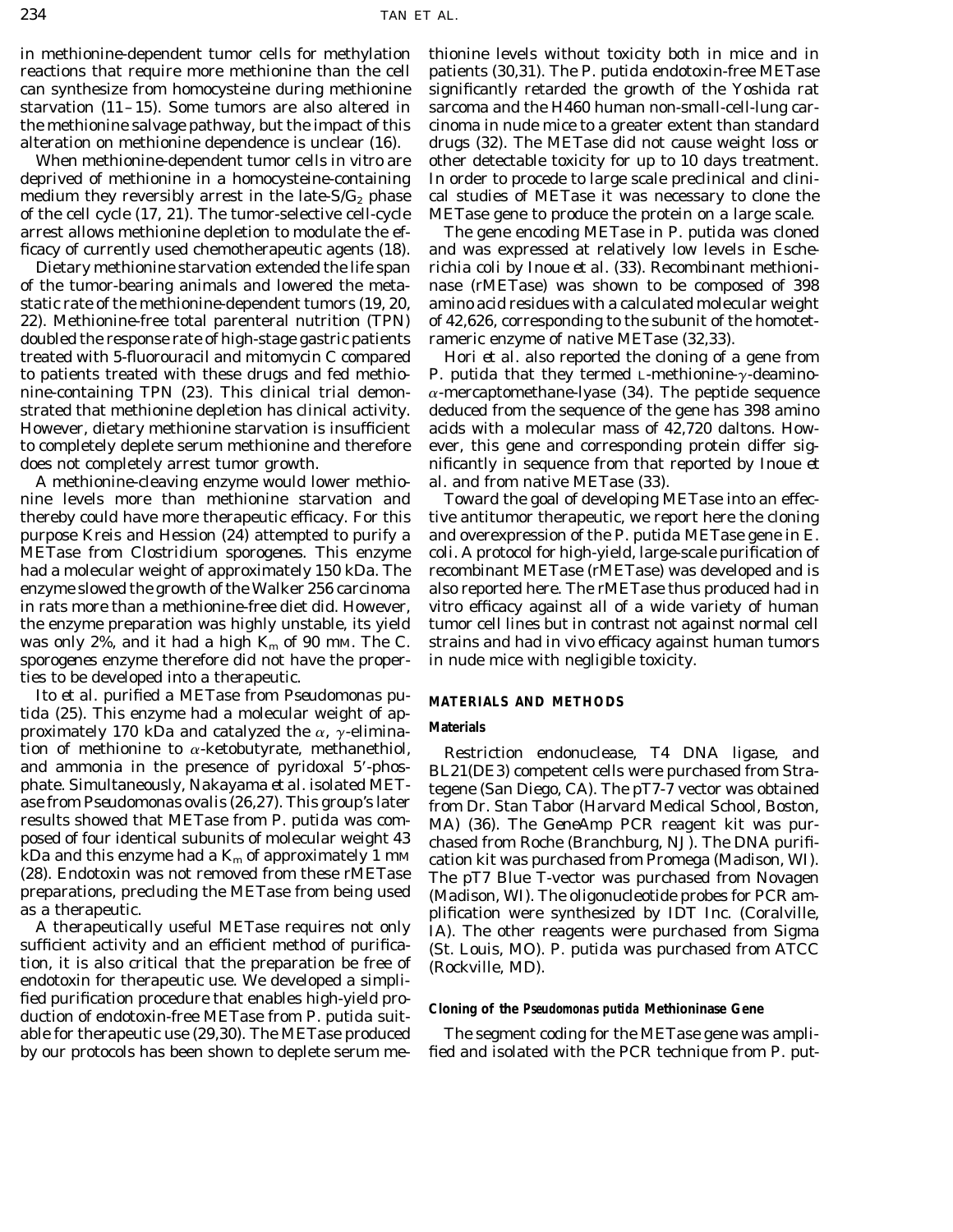in methionine-dependent tumor cells for methylation reactions that require more methionine than the cell can synthesize from homocysteine during methionine starvation (11–15). Some tumors are also altered in the methionine salvage pathway, but the impact of this alteration on methionine dependence is unclear (16).

When methionine-dependent tumor cells in vitro are deprived of methionine in a homocysteine-containing medium they reversibly arrest in the late-S/$G_2$ phase of the cell cycle (17, 21). The tumor-selective cell-cycle arrest allows methionine depletion to modulate the efficacy of currently used chemotherapeutic agents (18).

Dietary methionine starvation extended the life span of the tumor-bearing animals and lowered the metastatic rate of the methionine-dependent tumors (19, 20, 22). Methionine-free total parenteral nutrition (TPN) doubled the response rate of high-stage gastric patients treated with 5-fluorouracil and mitomycin C compared to patients treated with these drugs and fed methionine-containing TPN (23). This clinical trial demonstrated that methionine depletion has clinical activity. However, dietary methionine starvation is insufficient to completely deplete serum methionine and therefore does not completely arrest tumor growth.

A methionine-cleaving enzyme would lower methionine levels more than methionine starvation and thereby could have more therapeutic efficacy. For this purpose Kreis and Hession (24) attempted to purify a METase from *Clostridium sporogenes*. This enzyme had a molecular weight of approximately 150 kDa. The enzyme slowed the growth of the Walker 256 carcinoma in rats more than a methionine-free diet did. However, the enzyme preparation was highly unstable, its yield was only 2%, and it had a high $K_m$ of 90 mM. The *C. sporogenes* enzyme therefore did not have the properties to be developed into a therapeutic.

Ito *et al.* purified a METase from *Pseudomonas putida* (25). This enzyme had a molecular weight of approximately 170 kDa and catalyzed the $\alpha$, $\gamma$-elimination of methionine to $\alpha$-ketobutyrate, methanethiol, and ammonia in the presence of pyridoxal 5′-phosphate. Simultaneously, Nakayama *et al.* isolated METase from *Pseudomonas ovalis* (26,27). This group's later results showed that METase from *P. putida* was composed of four identical subunits of molecular weight 43 kDa and this enzyme had a $K_m$ of approximately 1 mM (28). Endotoxin was not removed from these rMETase preparations, precluding the METase from being used as a therapeutic.

A therapeutically useful METase requires not only sufficient activity and an efficient method of purification, it is also critical that the preparation be free of endotoxin for therapeutic use. We developed a simplified purification procedure that enables high-yield production of endotoxin-free METase from *P. putida* suitable for therapeutic use (29,30). The METase produced by our protocols has been shown to deplete serum methionine levels without toxicity both in mice and in patients (30,31). The *P. putida* endotoxin-free METase significantly retarded the growth of the Yoshida rat sarcoma and the H460 human non-small-cell-lung carcinoma in nude mice to a greater extent than standard drugs (32). The METase did not cause weight loss or other detectable toxicity for up to 10 days treatment. In order to procede to large scale preclinical and clinical studies of METase it was necessary to clone the METase gene to produce the protein on a large scale.

The gene encoding METase in *P. putida* was cloned and was expressed at relatively low levels in *Escherichia coli* by Inoue *et al.* (33). Recombinant methioninase (rMETase) was shown to be composed of 398 amino acid residues with a calculated molecular weight of 42,626, corresponding to the subunit of the homotetrameric enzyme of native METase (32,33).

Hori *et al.* also reported the cloning of a gene from *P. putida* that they termed L-methionine-$\gamma$-deamino-$\alpha$-mercaptomethane-lyase (34). The peptide sequence deduced from the sequence of the gene has 398 amino acids with a molecular mass of 42,720 daltons. However, this gene and corresponding protein differ significantly in sequence from that reported by Inoue *et al.* and from native METase (33).

Toward the goal of developing METase into an effective antitumor therapeutic, we report here the cloning and overexpression of the *P. putida* METase gene in *E. coli*. A protocol for high-yield, large-scale purification of recombinant METase (rMETase) was developed and is also reported here. The rMETase thus produced had in vitro efficacy against all of a wide variety of human tumor cell lines but in contrast not against normal cell strains and had in vivo efficacy against human tumors in nude mice with negligible toxicity.

## MATERIALS AND METHODS

### Materials

Restriction endonuclease, T4 DNA ligase, and BL21(DE3) competent cells were purchased from Stratagene (San Diego, CA). The pT7-7 vector was obtained from Dr. Stan Tabor (Harvard Medical School, Boston, MA) (36). The GeneAmp PCR reagent kit was purchased from Roche (Branchburg, NJ). The DNA purification kit was purchased from Promega (Madison, WI). The pT7 Blue T-vector was purchased from Novagen (Madison, WI). The oligonucleotide probes for PCR amplification were synthesized by IDT Inc. (Coralville, IA). The other reagents were purchased from Sigma (St. Louis, MO). *P. putida* was purchased from ATCC (Rockville, MD).

### Cloning of the *Pseudomonas putida* Methioninase Gene

The segment coding for the METase gene was amplified and isolated with the PCR technique from *P. put-*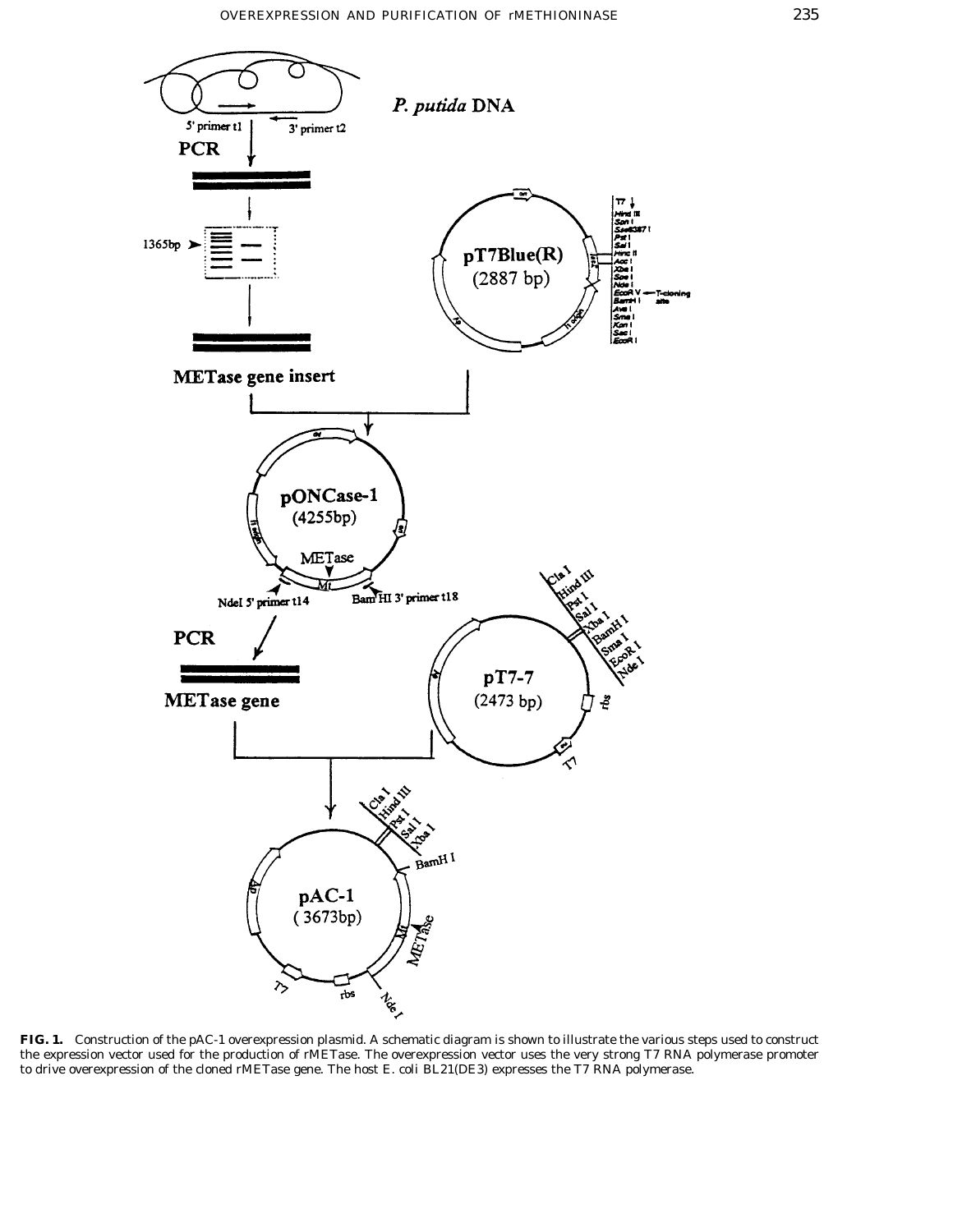**FIG. 1.** Construction of the pAC-1 overexpression plasmid. A schematic diagram is shown to illustrate the various steps used to construct the expression vector used for the production of rMETase. The overexpression vector uses the very strong T7 RNA polymerase promoter to drive overexpression of the cloned rMETase gene. The host *E. coli* BL21(DE3) expresses the T7 RNA polymerase.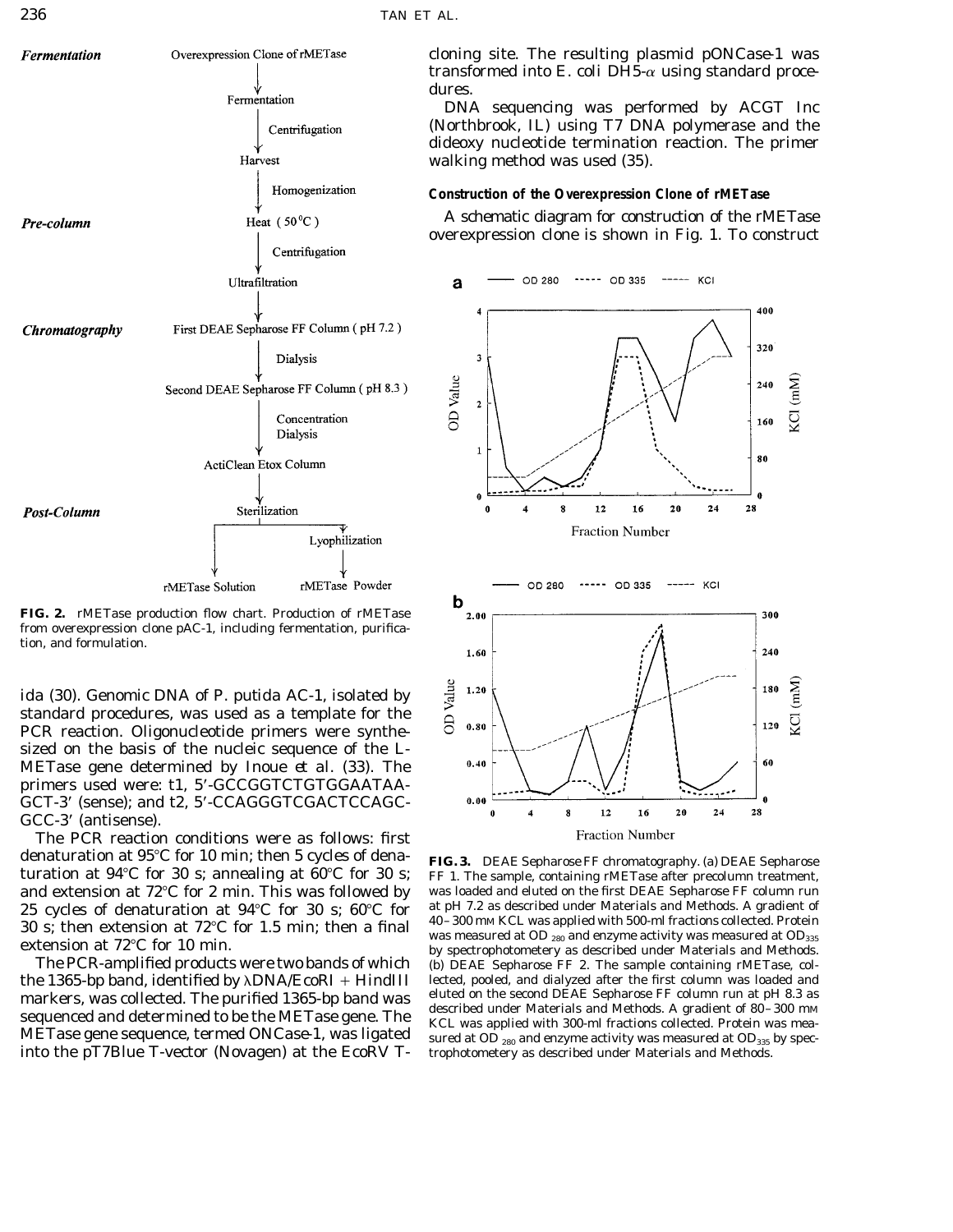**Fermentation**

Overexpression Clone of rMETase → Fermentation → (Centrifugation) → Harvest → (Homogenization)

**Pre-column**

Heat (50°C) → (Centrifugation) → Ultrafiltration

**Chromatography**

First DEAE Sepharose FF Column (pH 7.2) → (Dialysis) → Second DEAE Sepharose FF Column (pH 8.3) → (Concentration, Dialysis) → ActiClean Etox Column

**Post-Column**

Sterilization → rMETase Solution; Sterilization → Lyophilization → rMETase Powder

**FIG. 2.** rMETase production flow chart. Production of rMETase from overexpression clone pAC-1, including fermentation, purification, and formulation.

ida (30). Genomic DNA of *P. putida* AC-1, isolated by standard procedures, was used as a template for the PCR reaction. Oligonucleotide primers were synthesized on the basis of the nucleic sequence of the L-METase gene determined by Inoue *et al.* (33). The primers used were: t1, 5′-GCCGGTCTGTGGAATAAGCT-3′ (sense); and t2, 5′-CCAGGGTCGACTCCAGCGCC-3′ (antisense).

The PCR reaction conditions were as follows: first denaturation at 95°C for 10 min; then 5 cycles of denaturation at 94°C for 30 s; annealing at 60°C for 30 s; and extension at 72°C for 2 min. This was followed by 25 cycles of denaturation at 94°C for 30 s; 60°C for 30 s; then extension at 72°C for 1.5 min; then a final extension at 72°C for 10 min.

The PCR-amplified products were two bands of which the 1365-bp band, identified by λDNA/*Eco*RI + *Hin*dIII markers, was collected. The purified 1365-bp band was sequenced and determined to be the METase gene. The METase gene sequence, termed ONCase-1, was ligated into the pT7Blue T-vector (Novagen) at the *Eco*RV T-cloning site. The resulting plasmid pONCase-1 was transformed into *E. coli* DH5-α using standard procedures.

DNA sequencing was performed by ACGT Inc (Northbrook, IL) using T7 DNA polymerase and the dideoxy nucleotide termination reaction. The primer walking method was used (35).

### Construction of the Overexpression Clone of rMETase

A schematic diagram for construction of the rMETase overexpression clone is shown in Fig. 1. To construct

**FIG. 3.** DEAE Sepharose FF chromatography. (a) DEAE Sepharose FF 1. The sample, containing rMETase after precolumn treatment, was loaded and eluted on the first DEAE Sepharose FF column run at pH 7.2 as described under Materials and Methods. A gradient of 40–300 mM KCL was applied with 500-ml fractions collected. Protein was measured at $OD_{280}$ and enzyme activity was measured at $OD_{335}$ by spectrophotometery as described under Materials and Methods. (b) DEAE Sepharose FF 2. The sample containing rMETase, collected, pooled, and dialyzed after the first column was loaded and eluted on the second DEAE Sepharose FF column run at pH 8.3 as described under Materials and Methods. A gradient of 80–300 mM KCL was applied with 300-ml fractions collected. Protein was measured at $OD_{280}$ and enzyme activity was measured at $OD_{335}$ by spectrophotometery as described under Materials and Methods.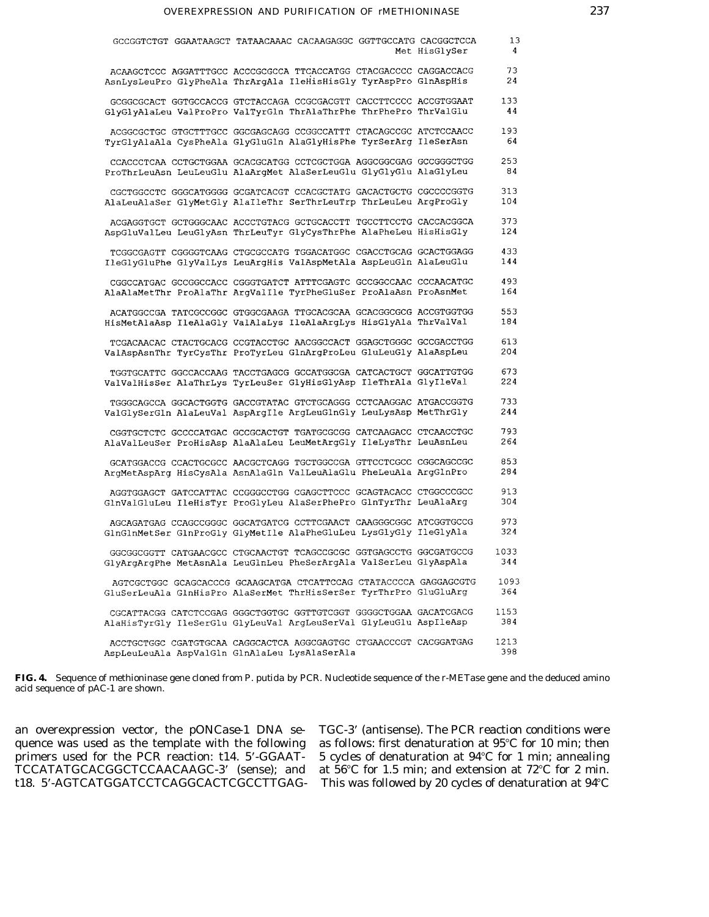```
GCCGGTCTGT GGAATAAGCT TATAACAAAC CACAAGAGGC GGTTGCCATG CACGGCTCCA    13
                                                  Met HisGlySer       4

ACAAGCTCCC AGGATTTGCC ACCCGCGCCA TTCACCATGG CTACGACCCC CAGGACCACG    73
AsnLysLeuPro GlyPheAla ThrArgAla IleHisHisGly TyrAspPro GlnAspHis    24

GCGGCGCACT GGTGCCACCG GTCTACCAGA CCGCGACGTT CACCTTCCCC ACCGTGGAAT   133
GlyGlyAlaLeu ValProPro ValTyrGln ThrAlaThrPhe ThrPhePro ThrValGlu    44

ACGGCGCTGC GTGCTTTGCC GGCGAGCAGG CCGGCCATTT CTACAGCCGC ATCTCCAACC   193
TyrGlyAlaAla CysPheAla GlyGluGln AlaGlyHisPhe TyrSerArg IleSerAsn    64

CCACCCTCAA CCTGCTGGAA GCACGCATGG CCTCGCTGGA AGGCGGCGAG GCCGGGCTGG   253
ProThrLeuAsn LeuLeuGlu AlaArgMet AlaSerLeuGlu GlyGlyGlu AlaGlyLeu    84

CGCTGGCCTC GGGCATGGGG GCGATCACGT CCACGCTATG GACACTGCTG CGCCCCGGTG   313
AlaLeuAlaSer GlyMetGly AlaIleThr SerThrLeuTrp ThrLeuLeu ArgProGly   104

ACGAGGTGCT GCTGGGCAAC ACCCTGTACG GCTGCACCTT TGCCTTCCTG CACCACGGCA   373
AspGluValLeu LeuGlyAsn ThrLeuTyr GlyCysThrPhe AlaPheLeu HisHisGly   124

TCGGCGAGTT CGGGGTCAAG CTGCGCCATG TGGACATGGC CGACCTGCAG GCACTGGAGG   433
IleGlyGluPhe GlyValLys LeuArgHis ValAspMetAla AspLeuGln AlaLeuGlu   144

CGGCCATGAC GCCGGCCACC CGGGTGATCT ATTTCGAGTC GCCGGCCAAC CCCAACATGC   493
AlaAlaMetThr ProAlaThr ArgValIle TyrPheGluSer ProAlaAsn ProAsnMet   164

ACATGGCCGA TATCGCCGGC GTGGCGAAGA TTGCACGCAA GCACGGCGCG ACCGTGGTGG   553
HisMetAlaAsp IleAlaGly ValAlaLys IleAlaArgLys HisGlyAla ThrValVal   184

TCGACAACAC CTACTGCACG CCGTACCTGC AACGGCCACT GGAGCTGGGC GCCGACCTGG   613
ValAspAsnThr TyrCysThr ProTyrLeu GlnArgProLeu GluLeuGly AlaAspLeu   204

TGGTGCATTC GGCCACCAAG TACCTGAGCG GCCATGGCGA CATCACTGCT GGCATTGTGG   673
ValValHisSer AlaThrLys TyrLeuSer GlyHisGlyAsp IleThrAla GlyIleVal   224

TGGGCAGCCA GGCACTGGTG GACCGTATAC GTCTGCAGGG CCTCAAGGAC ATGACCGGTG   733
ValGlySerGln AlaLeuVal AspArgIle ArgLeuGlnGly LeuLysAsp MetThrGly   244

CGGTGCTCTC GCCCCATGAC GCCGCACTGT TGATGCGCGG CATCAAGACC CTCAACCTGC   793
AlaValLeuSer ProHisAsp AlaAlaLeu LeuMetArgGly IleLysThr LeuAsnLeu   264

GCATGGACCG CCACTGCGCC AACGCTCAGG TGCTGGCCGA GTTCCTCGCC CGGCAGCCGC   853
ArgMetAspArg HisCysAla AsnAlaGln ValLeuAlaGlu PheLeuAla ArgGlnPro   284

AGGTGGAGCT GATCCATTAC CCGGGCCTGG CGAGCTTCCC GCAGTACACC CTGGCCCGCC   913
GlnValGluLeu IleHisTyr ProGlyLeu AlaSerPhePro GlnTyrThr LeuAlaArg   304

AGCAGATGAG CCAGCCGGGC GGCATGATCG CCTTCGAACT CAAGGGCGGC ATCGGTGCCG   973
GlnGlnMetSer GlnProGly GlyMetIle AlaPheGluLeu LysGlyGly IleGlyAla   324

GGCGGCGGTT CATGAACGCC CTGCAACTGT TCAGCCGCGC GGTGAGCCTG GGCGATGCCG  1033
GlyArgArgPhe MetAsnAla LeuGlnLeu PheSerArgAla ValSerLeu GlyAspAla   344

AGTCGCTGGC GCAGCACCCG GCAAGCATGA CTCATTCCAG CTATACCCCA GAGGAGCGTG  1093
GluSerLeuAla GlnHisPro AlaSerMet ThrHisSerSer TyrThrPro GluGluArg   364

CGCATTACGG CATCTCCGAG GGGCTGGTGC GGTTGTCGGT GGGGCTGGAA GACATCGACG  1153
AlaHisTyrGly IleSerGlu GlyLeuVal ArgLeuSerVal GlyLeuGlu AspIleAsp   384

ACCTGCTGGC CGATGTGCAA CAGGCACTCA AGGCGAGTGC CTGAACCCGT CACGGATGAG  1213
AspLeuLeuAla AspValGln GlnAlaLeu LysAlaSerAla                      398
```

**FIG. 4.** Sequence of methioninase gene cloned from *P. putida* by PCR. Nucleotide sequence of the r-METase gene and the deduced amino acid sequence of pAC-1 are shown.

an overexpression vector, the pONCase-1 DNA sequence was used as the template with the following primers used for the PCR reaction: t14. 5′-GGAATTCCATATGCACGGCTCCAACAAGC-3′ (sense); and t18. 5′-AGTCATGGATCCTCAGGCACTCGCCTTGAGTGC-3′ (antisense). The PCR reaction conditions were as follows: first denaturation at 95°C for 10 min; then 5 cycles of denaturation at 94°C for 1 min; annealing at 56°C for 1.5 min; and extension at 72°C for 2 min. This was followed by 20 cycles of denaturation at 94°C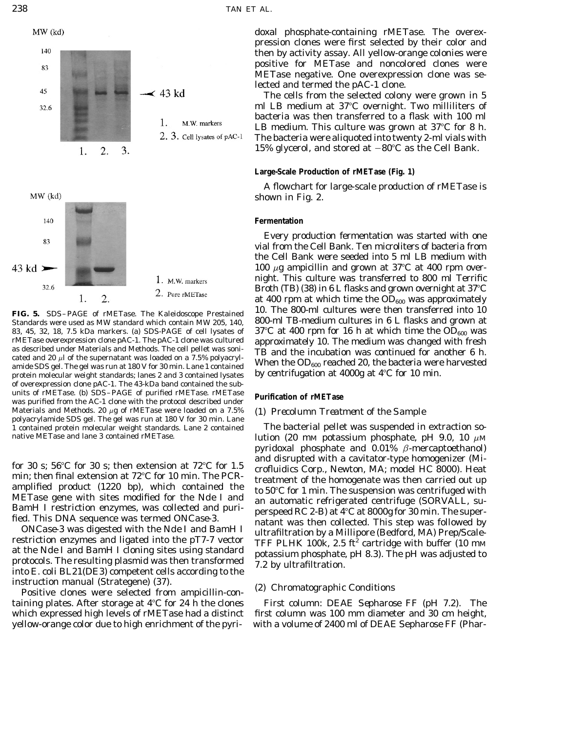MW (kd)

140

83

45

32.6

1. 2. 3.

← 43 kd

1. M.W. markers

2. 3. Cell lysates of pAC-1

MW (kd)

140

83

43 kd ➤

32.6

1. 2.

1. M.W. markers

2. Pure rMETase

**FIG. 5.** SDS–PAGE of rMETase. The Kaleidoscope Prestained Standards were used as MW standard which contain MW 205, 140, 83, 45, 32, 18, 7.5 kDa markers. (a) SDS-PAGE of cell lysates of rMETase overexpression clone pAC-1. The pAC-1 clone was cultured as described under Materials and Methods. The cell pellet was sonicated and 20 μl of the supernatant was loaded on a 7.5% polyacrylamide SDS gel. The gel was run at 180 V for 30 min. Lane 1 contained protein molecular weight standards; lanes 2 and 3 contained lysates of overexpression clone pAC-1. The 43-kDa band contained the subunits of rMETase. (b) SDS–PAGE of purified rMETase. rMETase was purified from the AC-1 clone with the protocol described under Materials and Methods. 20 μg of rMETase were loaded on a 7.5% polyacrylamide SDS gel. The gel was run at 180 V for 30 min. Lane 1 contained protein molecular weight standards. Lane 2 contained native METase and lane 3 contained rMETase.

for 30 s; 56°C for 30 s; then extension at 72°C for 1.5 min; then final extension at 72°C for 10 min. The PCR-amplified product (1220 bp), which contained the METase gene with sites modified for the Nde I and BamH I restriction enzymes, was collected and purified. This DNA sequence was termed ONCase-3.

ONCase-3 was digested with the Nde I and BamH I restriction enzymes and ligated into the pT7-7 vector at the Nde I and BamH I cloning sites using standard protocols. The resulting plasmid was then transformed into *E. coli* BL21(DE3) competent cells according to the instruction manual (Strategene) (37).

Positive clones were selected from ampicillin-containing plates. After storage at 4°C for 24 h the clones which expressed high levels of rMETase had a distinct yellow-orange color due to high enrichment of the pyridoxal phosphate-containing rMETase. The overexpression clones were first selected by their color and then by activity assay. All yellow-orange colonies were positive for METase and noncolored clones were METase negative. One overexpression clone was selected and termed the pAC-1 clone.

The cells from the selected colony were grown in 5 ml LB medium at 37°C overnight. Two milliliters of bacteria was then transferred to a flask with 100 ml LB medium. This culture was grown at 37°C for 8 h. The bacteria were aliquoted into twenty 2-ml vials with 15% glycerol, and stored at −80°C as the Cell Bank.

**Large-Scale Production of rMETase (Fig. 1)**

A flowchart for large-scale production of rMETase is shown in Fig. 2.

**Fermentation**

Every production fermentation was started with one vial from the Cell Bank. Ten microliters of bacteria from the Cell Bank were seeded into 5 ml LB medium with 100 μg ampicillin and grown at 37°C at 400 rpm overnight. This culture was transferred to 800 ml Terrific Broth (TB) (38) in 6 L flasks and grown overnight at 37°C at 400 rpm at which time the $OD_{600}$ was approximately 10. The 800-ml cultures were then transferred into 10 800-ml TB-medium cultures in 6 L flasks and grown at 37°C at 400 rpm for 16 h at which time the $OD_{600}$ was approximately 10. The medium was changed with fresh TB and the incubation was continued for another 6 h. When the $OD_{600}$ reached 20, the bacteria were harvested by centrifugation at 4000*g* at 4°C for 10 min.

**Purification of rMETase**

*(1) Precolumn Treatment of the Sample*

The bacterial pellet was suspended in extraction solution (20 mM potassium phosphate, pH 9.0, 10 μM pyridoxal phosphate and 0.01% β-mercaptoethanol) and disrupted with a cavitator-type homogenizer (Microfluidics Corp., Newton, MA; model HC 8000). Heat treatment of the homogenate was then carried out up to 50°C for 1 min. The suspension was centrifuged with an automatic refrigerated centrifuge (SORVALL, superspeed RC 2-B) at 4°C at 8000*g* for 30 min. The supernatant was then collected. This step was followed by ultrafiltration by a Millipore (Bedford, MA) Prep/Scale-TFF PLHK 100k, 2.5 $ft^2$ cartridge with buffer (10 mM potassium phosphate, pH 8.3). The pH was adjusted to 7.2 by ultrafiltration.

*(2) Chromatographic Conditions*

*First column: DEAE Sepharose FF (pH 7.2).* The first column was 100 mm diameter and 30 cm height, with a volume of 2400 ml of DEAE Sepharose FF (Phar-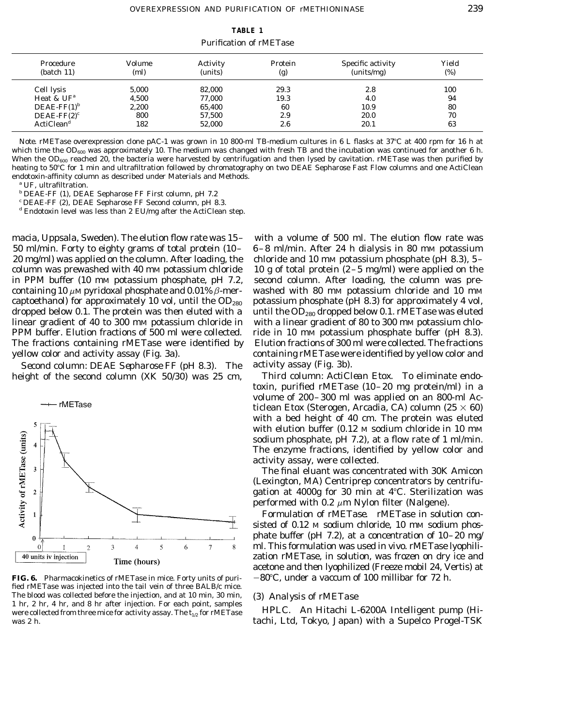**TABLE 1**

Purification of rMETase

| Procedure (batch 11) | Volume (ml) | Activity (units) | Protein (g) | Specific activity (units/mg) | Yield (%) |
|---|---|---|---|---|---|
| Cell lysis | 5,000 | 82,000 | 29.3 | 2.8 | 100 |
| Heat & UF[a] | 4,500 | 77,000 | 19.3 | 4.0 | 94 |
| DEAE-FF(1)[b] | 2,200 | 65,400 | 60 | 10.9 | 80 |
| DEAE-FF(2)[c] | 800 | 57,500 | 2.9 | 20.0 | 70 |
| ActiClean[d] | 182 | 52,000 | 2.6 | 20.1 | 63 |

*Note.* rMETase overexpression clone pAC-1 was grown in 10 800-ml TB-medium cultures in 6 L flasks at 37°C at 400 rpm for 16 h at which time the $OD_{600}$ was approximately 10. The medium was changed with fresh TB and the incubation was continued for another 6 h. When the $OD_{600}$ reached 20, the bacteria were harvested by centrifugation and then lysed by cavitation. rMETase was then purified by heating to 50°C for 1 min and ultrafiltration followed by chromatography on two DEAE Sepharose Fast Flow columns and one ActiClean endotoxin-affinity column as described under Materials and Methods.

[a] UF, ultrafiltration.

[b] DEAE-FF (1), DEAE Sepharose FF First column, pH 7.2

[c] DEAE-FF (2), DEAE Sepharose FF Second column, pH 8.3.

[d] Endotoxin level was less than 2 EU/mg after the ActiClean step.

macia, Uppsala, Sweden). The elution flow rate was 15–50 ml/min. Forty to eighty grams of total protein (10–20 mg/ml) was applied on the column. After loading, the column was prewashed with 40 mM potassium chloride in PPM buffer (10 mM potassium phosphate, pH 7.2, containing 10 $\mu$M pyridoxal phosphate and 0.01% $\beta$-mercaptoethanol) for approximately 10 vol, until the $OD_{280}$ dropped below 0.1. The protein was then eluted with a linear gradient of 40 to 300 mM potassium chloride in PPM buffer. Elution fractions of 500 ml were collected. The fractions containing rMETase were identified by yellow color and activity assay (Fig. 3a).

*Second column: DEAE Sepharose FF (pH 8.3).* The height of the second column (XK 50/30) was 25 cm, with a volume of 500 ml. The elution flow rate was 6–8 ml/min. After 24 h dialysis in 80 mM potassium chloride and 10 mM potassium phosphate (pH 8.3), 5–10 g of total protein (2–5 mg/ml) were applied on the second column. After loading, the column was prewashed with 80 mM potassium chloride and 10 mM potassium phosphate (pH 8.3) for approximately 4 vol, until the $OD_{280}$ dropped below 0.1. rMETase was eluted with a linear gradient of 80 to 300 mM potassium chloride in 10 mM potassium phosphate buffer (pH 8.3). Elution fractions of 300 ml were collected. The fractions containing rMETase were identified by yellow color and activity assay (Fig. 3b).

*Third column: ActiClean Etox.* To eliminate endotoxin, purified rMETase (10–20 mg protein/ml) in a volume of 200–300 ml was applied on an 800-ml Acticlean Etox (Sterogen, Arcadia, CA) column (25 × 60) with a bed height of 40 cm. The protein was eluted with elution buffer (0.12 M sodium chloride in 10 mM sodium phosphate, pH 7.2), at a flow rate of 1 ml/min. The enzyme fractions, identified by yellow color and activity assay, were collected.

The final eluant was concentrated with 30K Amicon (Lexington, MA) Centriprep concentrators by centrifugation at 4000*g* for 30 min at 4°C. Sterilization was performed with 0.2 $\mu$m Nylon filter (Nalgene).

*Formulation of rMETase.* rMETase in solution consisted of 0.12 M sodium chloride, 10 mM sodium phosphate buffer (pH 7.2), at a concentration of 10–20 mg/ml. This formulation was used in vivo. rMETase lyophilization rMETase, in solution, was frozen on dry ice and acetone and then lyophilized (Freeze mobil 24, Vertis) at −80°C, under a vaccum of 100 millibar for 72 h.

**FIG. 6.** Pharmacokinetics of rMETase in mice. Forty units of purified rMETase was injected into the tail vein of three BALB/c mice. The blood was collected before the injection, and at 10 min, 30 min, 1 hr, 2 hr, 4 hr, and 8 hr after injection. For each point, samples were collected from three mice for activity assay. The $t_{1/2}$ for rMETase was 2 h.

### (3) Analysis of rMETase

*HPLC.* An Hitachi L-6200A Intelligent pump (Hitachi, Ltd, Tokyo, Japan) with a Supelco Progel-TSK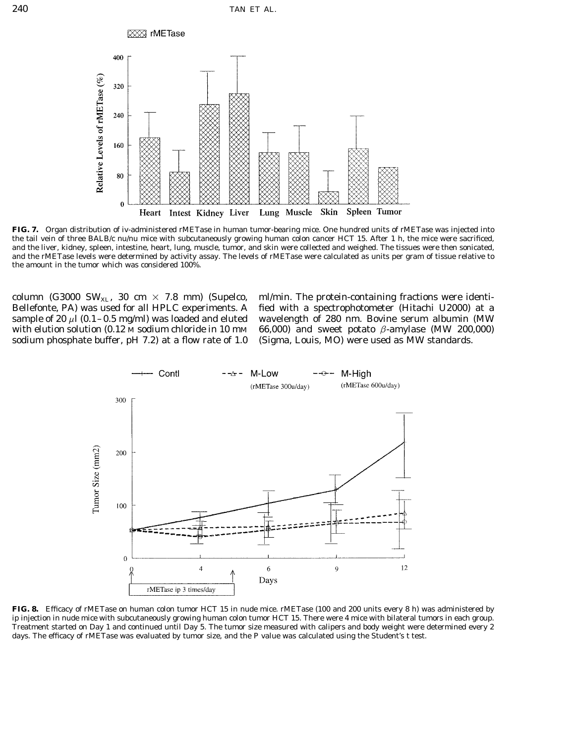**FIG. 7.** Organ distribution of iv-administered rMETase in human tumor-bearing mice. One hundred units of rMETase was injected into the tail vein of three BALB/c nu/nu mice with subcutaneously growing human colon cancer HCT 15. After 1 h, the mice were sacrificed, and the liver, kidney, spleen, intestine, heart, lung, muscle, tumor, and skin were collected and weighed. The tissues were then sonicated, and the rMETase levels were determined by activity assay. The levels of rMETase were calculated as units per gram of tissue relative to the amount in the tumor which was considered 100%.

column (G3000 $SW_{XL}$, 30 cm × 7.8 mm) (Supelco, Bellefonte, PA) was used for all HPLC experiments. A sample of 20 μl (0.1–0.5 mg/ml) was loaded and eluted with elution solution (0.12 M sodium chloride in 10 mM sodium phosphate buffer, pH 7.2) at a flow rate of 1.0 ml/min. The protein-containing fractions were identified with a spectrophotometer (Hitachi U2000) at a wavelength of 280 nm. Bovine serum albumin (MW 66,000) and sweet potato β-amylase (MW 200,000) (Sigma, Louis, MO) were used as MW standards.

**FIG. 8.** Efficacy of rMETase on human colon tumor HCT 15 in nude mice. rMETase (100 and 200 units every 8 h) was administered by ip injection in nude mice with subcutaneously growing human colon tumor HCT 15. There were 4 mice with bilateral tumors in each group. Treatment started on Day 1 and continued until Day 5. The tumor size measured with calipers and body weight were determined every 2 days. The efficacy of rMETase was evaluated by tumor size, and the P value was calculated using the Student's t test.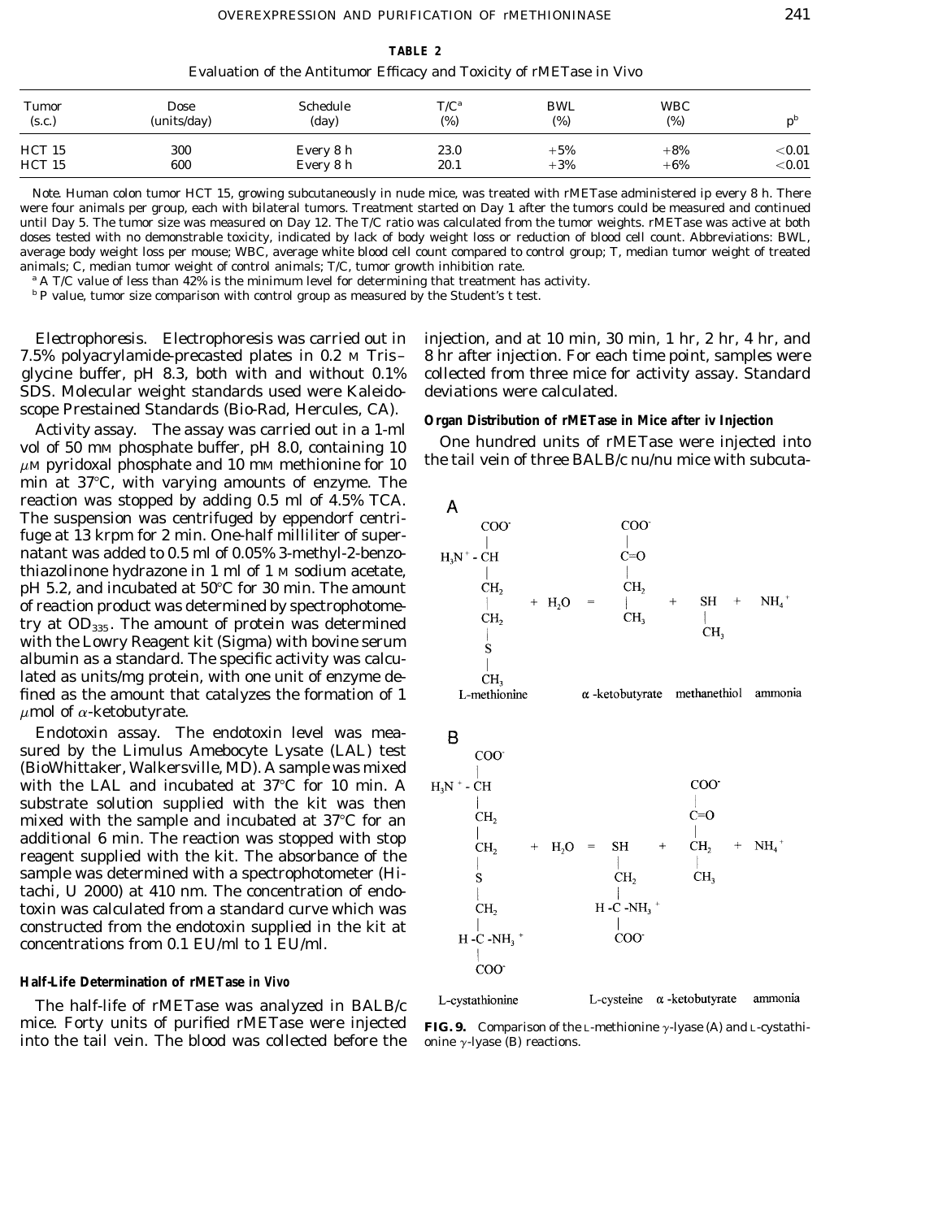**TABLE 2**

Evaluation of the Antitumor Efficacy and Toxicity of rMETase in Vivo

| Tumor (s.c.) | Dose (units/day) | Schedule (day) | T/C[a] (%) | BWL (%) | WBC (%) | P[b] |
|---|---|---|---|---|---|---|
| HCT 15 | 300 | Every 8 h | 23.0 | +5% | +8% | <0.01 |
| HCT 15 | 600 | Every 8 h | 20.1 | +3% | +6% | <0.01 |

*Note.* Human colon tumor HCT 15, growing subcutaneously in nude mice, was treated with rMETase administered ip every 8 h. There were four animals per group, each with bilateral tumors. Treatment started on Day 1 after the tumors could be measured and continued until Day 5. The tumor size was measured on Day 12. The T/C ratio was calculated from the tumor weights. rMETase was active at both doses tested with no demonstrable toxicity, indicated by lack of body weight loss or reduction of blood cell count. Abbreviations: BWL, average body weight loss per mouse; WBC, average white blood cell count compared to control group; T, median tumor weight of treated animals; C, median tumor weight of control animals; T/C, tumor growth inhibition rate.

[a] A T/C value of less than 42% is the minimum level for determining that treatment has activity.

[b] P value, tumor size comparison with control group as measured by the Student's t test.

*Electrophoresis.* Electrophoresis was carried out in 7.5% polyacrylamide-precasted plates in 0.2 M Tris–glycine buffer, pH 8.3, both with and without 0.1% SDS. Molecular weight standards used were Kaleidoscope Prestained Standards (Bio-Rad, Hercules, CA).

*Activity assay.* The assay was carried out in a 1-ml vol of 50 mM phosphate buffer, pH 8.0, containing 10 $\mu$M pyridoxal phosphate and 10 mM methionine for 10 min at 37°C, with varying amounts of enzyme. The reaction was stopped by adding 0.5 ml of 4.5% TCA. The suspension was centrifuged by eppendorf centrifuge at 13 krpm for 2 min. One-half milliliter of supernatant was added to 0.5 ml of 0.05% 3-methyl-2-benzothiazolinone hydrazone in 1 ml of 1 M sodium acetate, pH 5.2, and incubated at 50°C for 30 min. The amount of reaction product was determined by spectrophotometry at $OD_{335}$. The amount of protein was determined with the Lowry Reagent kit (Sigma) with bovine serum albumin as a standard. The specific activity was calculated as units/mg protein, with one unit of enzyme defined as the amount that catalyzes the formation of 1 $\mu$mol of $\alpha$-ketobutyrate.

*Endotoxin assay.* The endotoxin level was measured by the Limulus Amebocyte Lysate (LAL) test (BioWhittaker, Walkersville, MD). A sample was mixed with the LAL and incubated at 37°C for 10 min. A substrate solution supplied with the kit was then mixed with the sample and incubated at 37°C for an additional 6 min. The reaction was stopped with stop reagent supplied with the kit. The absorbance of the sample was determined with a spectrophotometer (Hitachi, U 2000) at 410 nm. The concentration of endotoxin was calculated from a standard curve which was constructed from the endotoxin supplied in the kit at concentrations from 0.1 EU/ml to 1 EU/ml.

### Half-Life Determination of rMETase in Vivo

The half-life of rMETase was analyzed in BALB/c mice. Forty units of purified rMETase were injected into the tail vein. The blood was collected before the injection, and at 10 min, 30 min, 1 hr, 2 hr, 4 hr, and 8 hr after injection. For each time point, samples were collected from three mice for activity assay. Standard deviations were calculated.

### Organ Distribution of rMETase in Mice after iv Injection

One hundred units of rMETase were injected into the tail vein of three BALB/c nu/nu mice with subcuta-

**A**

$$\text{L-methionine} + H_2O = \alpha\text{-ketobutyrate} + \text{methanethiol} + NH_4^+$$

**B**

$$\text{L-cystathionine} + H_2O = \text{L-cysteine} + \alpha\text{-ketobutyrate} + NH_4^+$$

**FIG. 9.** Comparison of the L-methionine $\gamma$-lyase (A) and L-cystathionine $\gamma$-lyase (B) reactions.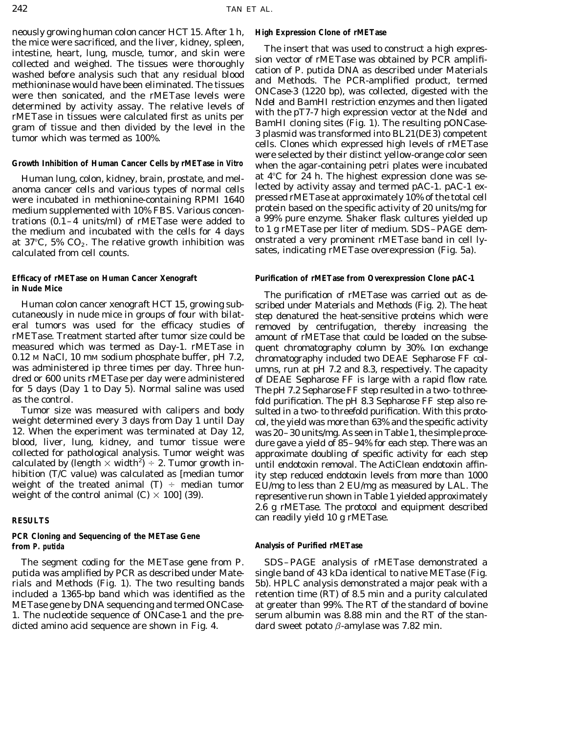neously growing human colon cancer HCT 15. After 1 h, the mice were sacrificed, and the liver, kidney, spleen, intestine, heart, lung, muscle, tumor, and skin were collected and weighed. The tissues were thoroughly washed before analysis such that any residual blood methioninase would have been eliminated. The tissues were then sonicated, and the rMETase levels were determined by activity assay. The relative levels of rMETase in tissues were calculated first as units per gram of tissue and then divided by the level in the tumor which was termed as 100%.

### Growth Inhibition of Human Cancer Cells by rMETase *in Vitro*

Human lung, colon, kidney, brain, prostate, and melanoma cancer cells and various types of normal cells were incubated in methionine-containing RPMI 1640 medium supplemented with 10% FBS. Various concentrations (0.1–4 units/ml) of rMETase were added to the medium and incubated with the cells for 4 days at 37°C, 5% $CO_2$. The relative growth inhibition was calculated from cell counts.

### Efficacy of rMETase on Human Cancer Xenograft in Nude Mice

Human colon cancer xenograft HCT 15, growing subcutaneously in nude mice in groups of four with bilateral tumors was used for the efficacy studies of rMETase. Treatment started after tumor size could be measured which was termed as Day-1. rMETase in 0.12 M NaCl, 10 mM sodium phosphate buffer, pH 7.2, was administered ip three times per day. Three hundred or 600 units rMETase per day were administered for 5 days (Day 1 to Day 5). Normal saline was used as the control.

Tumor size was measured with calipers and body weight determined every 3 days from Day 1 until Day 12. When the experiment was terminated at Day 12, blood, liver, lung, kidney, and tumor tissue were collected for pathological analysis. Tumor weight was calculated by (length $\times$ width$^2$) $\div$ 2. Tumor growth inhibition (T/C value) was calculated as [median tumor weight of the treated animal (T) $\div$ median tumor weight of the control animal (C) $\times$ 100] (39).

## RESULTS

### PCR Cloning and Sequencing of the METase Gene from *P. putida*

The segment coding for the METase gene from *P. putida* was amplified by PCR as described under Materials and Methods (Fig. 1). The two resulting bands included a 1365-bp band which was identified as the METase gene by DNA sequencing and termed ONCase-1. The nucleotide sequence of ONCase-1 and the predicted amino acid sequence are shown in Fig. 4.

### High Expression Clone of rMETase

The insert that was used to construct a high expression vector of rMETase was obtained by PCR amplification of *P. putida* DNA as described under Materials and Methods. The PCR-amplified product, termed ONCase-3 (1220 bp), was collected, digested with the NdeI and BamHI restriction enzymes and then ligated with the pT7-7 high expression vector at the NdeI and BamHI cloning sites (Fig. 1). The resulting pONCase-3 plasmid was transformed into BL21(DE3) competent cells. Clones which expressed high levels of rMETase were selected by their distinct yellow-orange color seen when the agar-containing petri plates were incubated at 4°C for 24 h. The highest expression clone was selected by activity assay and termed pAC-1. pAC-1 expressed rMETase at approximately 10% of the total cell protein based on the specific activity of 20 units/mg for a 99% pure enzyme. Shaker flask cultures yielded up to 1 g rMETase per liter of medium. SDS–PAGE demonstrated a very prominent rMETase band in cell lysates, indicating rMETase overexpression (Fig. 5a).

### Purification of rMETase from Overexpression Clone pAC-1

The purification of rMETase was carried out as described under Materials and Methods (Fig. 2). The heat step denatured the heat-sensitive proteins which were removed by centrifugation, thereby increasing the amount of rMETase that could be loaded on the subsequent chromatography column by 30%. Ion exchange chromatography included two DEAE Sepharose FF columns, run at pH 7.2 and 8.3, respectively. The capacity of DEAE Sepharose FF is large with a rapid flow rate. The pH 7.2 Sepharose FF step resulted in a two- to threefold purification. The pH 8.3 Sepharose FF step also resulted in a two- to threefold purification. With this protocol, the yield was more than 63% and the specific activity was 20–30 units/mg. As seen in Table 1, the simple procedure gave a yield of 85–94% for each step. There was an approximate doubling of specific activity for each step until endotoxin removal. The ActiClean endotoxin affinity step reduced endotoxin levels from more than 1000 EU/mg to less than 2 EU/mg as measured by LAL. The representive run shown in Table 1 yielded approximately 2.6 g rMETase. The protocol and equipment described can readily yield 10 g rMETase.

### Analysis of Purified rMETase

SDS–PAGE analysis of rMETase demonstrated a single band of 43 kDa identical to native METase (Fig. 5b). HPLC analysis demonstrated a major peak with a retention time (RT) of 8.5 min and a purity calculated at greater than 99%. The RT of the standard of bovine serum albumin was 8.88 min and the RT of the standard sweet potato $\beta$-amylase was 7.82 min.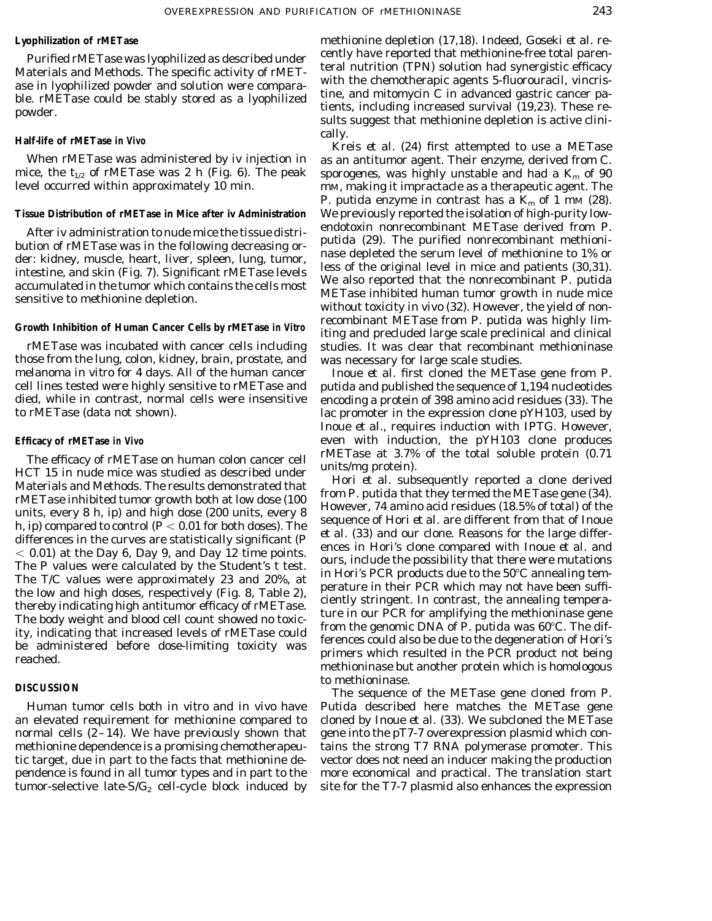### Lyophilization of rMETase

Purified rMETase was lyophilized as described under Materials and Methods. The specific activity of rMETase in lyophilized powder and solution were comparable. rMETase could be stably stored as a lyophilized powder.

### Half-life of rMETase *in Vivo*

When rMETase was administered by iv injection in mice, the $t_{1/2}$ of rMETase was 2 h (Fig. 6). The peak level occurred within approximately 10 min.

### Tissue Distribution of rMETase in Mice after iv Administration

After iv administration to nude mice the tissue distribution of rMETase was in the following decreasing order: kidney, muscle, heart, liver, spleen, lung, tumor, intestine, and skin (Fig. 7). Significant rMETase levels accumulated in the tumor which contains the cells most sensitive to methionine depletion.

### Growth Inhibition of Human Cancer Cells by rMETase *in Vitro*

rMETase was incubated with cancer cells including those from the lung, colon, kidney, brain, prostate, and melanoma in vitro for 4 days. All of the human cancer cell lines tested were highly sensitive to rMETase and died, while in contrast, normal cells were insensitive to rMETase (data not shown).

### Efficacy of rMETase *in Vivo*

The efficacy of rMETase on human colon cancer cell HCT 15 in nude mice was studied as described under Materials and Methods. The results demonstrated that rMETase inhibited tumor growth both at low dose (100 units, every 8 h, ip) and high dose (200 units, every 8 h, ip) compared to control ($P < 0.01$ for both doses). The differences in the curves are statistically significant ($P < 0.01$) at the Day 6, Day 9, and Day 12 time points. The *P* values were calculated by the Student's *t* test. The T/C values were approximately 23 and 20%, at the low and high doses, respectively (Fig. 8, Table 2), thereby indicating high antitumor efficacy of rMETase. The body weight and blood cell count showed no toxicity, indicating that increased levels of rMETase could be administered before dose-limiting toxicity was reached.

## DISCUSSION

Human tumor cells both in vitro and in vivo have an elevated requirement for methionine compared to normal cells (2–14). We have previously shown that methionine dependence is a promising chemotherapeutic target, due in part to the facts that methionine dependence is found in all tumor types and in part to the tumor-selective late-S/$G_2$ cell-cycle block induced by methionine depletion (17,18). Indeed, Goseki *et al.* recently have reported that methionine-free total parenteral nutrition (TPN) solution had synergistic efficacy with the chemotherapic agents 5-fluorouracil, vincristine, and mitomycin C in advanced gastric cancer patients, including increased survival (19,23). These results suggest that methionine depletion is active clinically.

Kreis *et al.* (24) first attempted to use a METase as an antitumor agent. Their enzyme, derived from *C. sporogenes*, was highly unstable and had a $K_m$ of 90 mM, making it impractacle as a therapeutic agent. The *P. putida* enzyme in contrast has a $K_m$ of 1 mM (28). We previously reported the isolation of high-purity low-endotoxin nonrecombinant METase derived from *P. putida* (29). The purified nonrecombinant methioninase depleted the serum level of methionine to 1% or less of the original level in mice and patients (30,31). We also reported that the nonrecombinant *P. putida* METase inhibited human tumor growth in nude mice without toxicity in vivo (32). However, the yield of nonrecombinant METase from *P. putida* was highly limiting and precluded large scale preclinical and clinical studies. It was clear that recombinant methioninase was necessary for large scale studies.

Inoue *et al.* first cloned the METase gene from *P. putida* and published the sequence of 1,194 nucleotides encoding a protein of 398 amino acid residues (33). The lac promoter in the expression clone pYH103, used by Inoue *et al.*, requires induction with IPTG. However, even with induction, the pYH103 clone produces rMETase at 3.7% of the total soluble protein (0.71 units/mg protein).

Hori *et al.* subsequently reported a clone derived from *P. putida* that they termed the METase gene (34). However, 74 amino acid residues (18.5% of total) of the sequence of Hori *et al.* are different from that of Inoue *et al.* (33) and our clone. Reasons for the large differences in Hori's clone compared with Inoue *et al.* and ours, include the possibility that there were mutations in Hori's PCR products due to the 50°C annealing temperature in their PCR which may not have been sufficiently stringent. In contrast, the annealing temperature in our PCR for amplifying the methioninase gene from the genomic DNA of *P. putida* was 60°C. The differences could also be due to the degeneration of Hori's primers which resulted in the PCR product not being methioninase but another protein which is homologous to methioninase.

The sequence of the METase gene cloned from *P. Putida* described here matches the METase gene cloned by Inoue *et al.* (33). We subcloned the METase gene into the pT7-7 overexpression plasmid which contains the strong T7 RNA polymerase promoter. This vector does not need an inducer making the production more economical and practical. The translation start site for the T7-7 plasmid also enhances the expression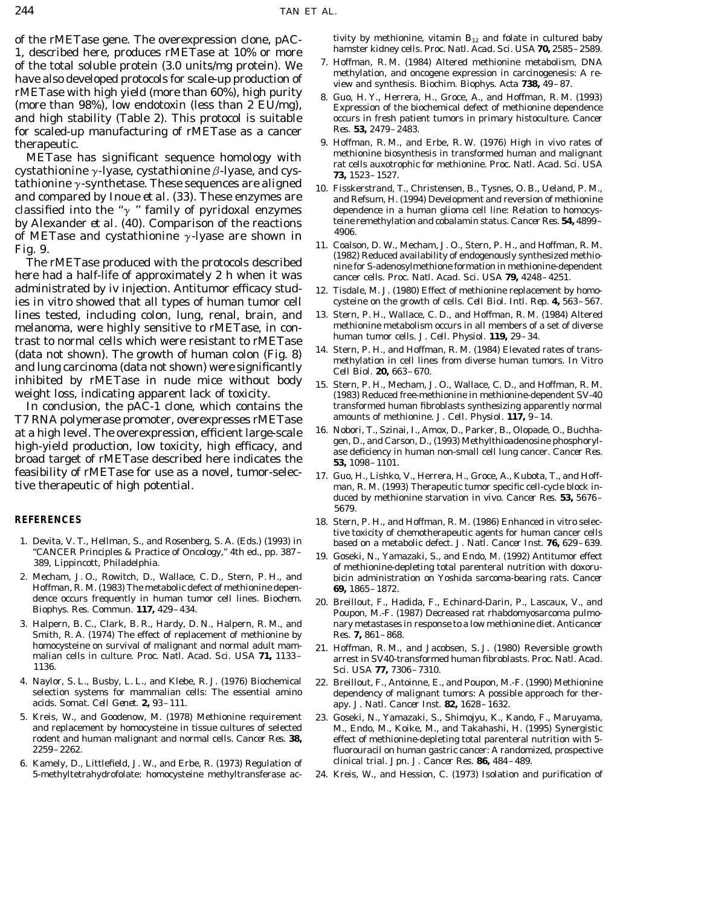of the rMETase gene. The overexpression clone, pAC-1, described here, produces rMETase at 10% or more of the total soluble protein (3.0 units/mg protein). We have also developed protocols for scale-up production of rMETase with high yield (more than 60%), high purity (more than 98%), low endotoxin (less than 2 EU/mg), and high stability (Table 2). This protocol is suitable for scaled-up manufacturing of rMETase as a cancer therapeutic.

METase has significant sequence homology with cystathionine γ-lyase, cystathionine β-lyase, and cystathionine γ-synthetase. These sequences are aligned and compared by Inoue *et al.* (33). These enzymes are classified into the "γ" family of pyridoxal enzymes by Alexander *et al.* (40). Comparison of the reactions of METase and cystathionine γ-lyase are shown in Fig. 9.

The rMETase produced with the protocols described here had a half-life of approximately 2 h when it was administrated by iv injection. Antitumor efficacy studies in vitro showed that all types of human tumor cell lines tested, including colon, lung, renal, brain, and melanoma, were highly sensitive to rMETase, in contrast to normal cells which were resistant to rMETase (data not shown). The growth of human colon (Fig. 8) and lung carcinoma (data not shown) were significantly inhibited by rMETase in nude mice without body weight loss, indicating apparent lack of toxicity.

In conclusion, the pAC-1 clone, which contains the T7 RNA polymerase promoter, overexpresses rMETase at a high level. The overexpression, efficient large-scale high-yield production, low toxicity, high efficacy, and broad target of rMETase described here indicates the feasibility of rMETase for use as a novel, tumor-selective therapeutic of high potential.

## REFERENCES

1. Devita, V. T., Hellman, S., and Rosenberg, S. A. (Eds.) (1993) *in* "CANCER Principles & Practice of Oncology," 4th ed., pp. 387–389, Lippincott, Philadelphia.
2. Mecham, J. O., Rowitch, D., Wallace, C. D., Stern, P. H., and Hoffman, R. M. (1983) The metabolic defect of methionine dependence occurs frequently in human tumor cell lines. *Biochem. Biophys. Res. Commun.* **117,** 429–434.
3. Halpern, B. C., Clark, B. R., Hardy, D. N., Halpern, R. M., and Smith, R. A. (1974) The effect of replacement of methionine by homocysteine on survival of malignant and normal adult mammalian cells in culture. *Proc. Natl. Acad. Sci. USA* **71,** 1133–1136.
4. Naylor, S. L., Busby, L. L., and Klebe, R. J. (1976) Biochemical selection systems for mammalian cells: The essential amino acids. *Somat. Cell Genet.* **2,** 93–111.
5. Kreis, W., and Goodenow, M. (1978) Methionine requirement and replacement by homocysteine in tissue cultures of selected rodent and human malignant and normal cells. *Cancer Res.* **38,** 2259–2262.
6. Kamely, D., Littlefield, J. W., and Erbe, R. (1973) Regulation of 5-methyltetrahydrofolate: homocysteine methyltransferase activity by methionine, vitamin $B_{12}$ and folate in cultured baby hamster kidney cells. *Proc. Natl. Acad. Sci. USA* **70,** 2585–2589.
7. Hoffman, R. M. (1984) Altered methionine metabolism, DNA methylation, and oncogene expression in carcinogenesis: A review and synthesis. *Biochim. Biophys. Acta* **738,** 49–87.
8. Guo, H. Y., Herrera, H., Groce, A., and Hoffman, R. M. (1993) Expression of the biochemical defect of methionine dependence occurs in fresh patient tumors in primary histoculture. *Cancer Res.* **53,** 2479–2483.
9. Hoffman, R. M., and Erbe, R. W. (1976) High in vivo rates of methionine biosynthesis in transformed human and malignant rat cells auxotrophic for methionine. *Proc. Natl. Acad. Sci. USA* **73,** 1523–1527.
10. Fisskerstrand, T., Christensen, B., Tysnes, O. B., Ueland, P. M., and Refsum, H. (1994) Development and reversion of methionine dependence in a human glioma cell line: Relation to homocysteine remethylation and cobalamin status. *Cancer Res.* **54,** 4899–4906.
11. Coalson, D. W., Mecham, J. O., Stern, P. H., and Hoffman, R. M. (1982) Reduced availability of endogenously synthesized methionine for S-adenosylmethionine formation in methionine-dependent cancer cells. *Proc. Natl. Acad. Sci. USA* **79,** 4248–4251.
12. Tisdale, M. J. (1980) Effect of methionine replacement by homocysteine on the growth of cells. *Cell Biol. Intl. Rep.* **4,** 563–567.
13. Stern, P. H., Wallace, C. D., and Hoffman, R. M. (1984) Altered methionine metabolism occurs in all members of a set of diverse human tumor cells. *J. Cell. Physiol.* **119,** 29–34.
14. Stern, P. H., and Hoffman, R. M. (1984) Elevated rates of transmethylation in cell lines from diverse human tumors. *In Vitro Cell Biol.* **20,** 663–670.
15. Stern, P. H., Mecham, J. O., Wallace, C. D., and Hoffman, R. M. (1983) Reduced free-methionine in methionine-dependent SV-40 transformed human fibroblasts synthesizing apparently normal amounts of methionine. *J. Cell. Physiol.* **117,** 9–14.
16. Nobori, T., Szinai, I., Amox, D., Parker, B., Olopade, O., Buchhagen, D., and Carson, D., (1993) Methylthioadenosine phosphorylase deficiency in human non-small cell lung cancer. *Cancer Res.* **53,** 1098–1101.
17. Guo, H., Lishko, V., Herrera, H., Groce, A., Kubota, T., and Hoffman, R. M. (1993) Therapeutic tumor specific cell-cycle block induced by methionine starvation in vivo. *Cancer Res.* **53,** 5676–5679.
18. Stern, P. H., and Hoffman, R. M. (1986) Enhanced in vitro selective toxicity of chemotherapeutic agents for human cancer cells based on a metabolic defect. *J. Natl. Cancer Inst.* **76,** 629–639.
19. Goseki, N., Yamazaki, S., and Endo, M. (1992) Antitumor effect of methionine-depleting total parenteral nutrition with doxorubicin administration on Yoshida sarcoma-bearing rats. *Cancer* **69,** 1865–1872.
20. Breillout, F., Hadida, F., Echinard-Darin, P., Lascaux, V., and Poupon, M.-F. (1987) Decreased rat rhabdomyosarcoma pulmonary metastases in response to a low methionine diet. *Anticancer Res.* **7,** 861–868.
21. Hoffman, R. M., and Jacobsen, S. J. (1980) Reversible growth arrest in SV40-transformed human fibroblasts. *Proc. Natl. Acad. Sci. USA* **77,** 7306–7310.
22. Breillout, F., Antoinne, E., and Poupon, M.-F. (1990) Methionine dependency of malignant tumors: A possible approach for therapy. *J. Natl. Cancer Inst.* **82,** 1628–1632.
23. Goseki, N., Yamazaki, S., Shimojyu, K., Kando, F., Maruyama, M., Endo, M., Koike, M., and Takahashi, H. (1995) Synergistic effect of methionine-depleting total parenteral nutrition with 5-fluorouracil on human gastric cancer: A randomized, prospective clinical trial. *Jpn. J. Cancer Res.* **86,** 484–489.
24. Kreis, W., and Hession, C. (1973) Isolation and purification of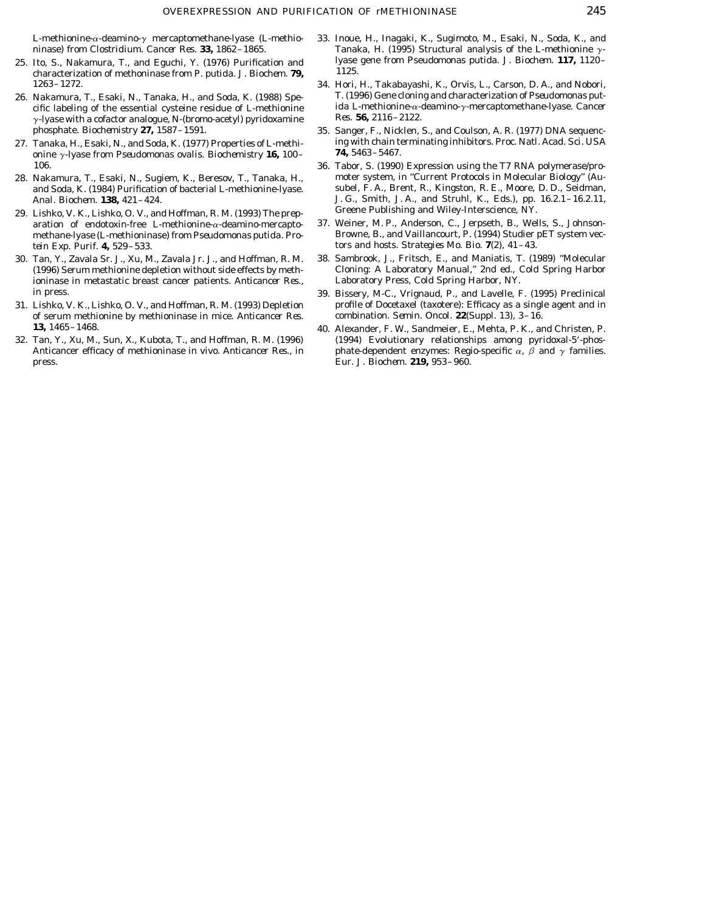L-methionine-$\alpha$-deamino-$\gamma$ mercaptomethane-lyase (L-methioninase) from Clostridium. *Cancer Res.* **33,** 1862–1865.

25. Ito, S., Nakamura, T., and Eguchi, Y. (1976) Purification and characterization of methoninase from *P. putida. J. Biochem.* **79,** 1263–1272.
26. Nakamura, T., Esaki, N., Tanaka, H., and Soda, K. (1988) Specific labeling of the essential cysteine residue of L-methionine $\gamma$-lyase with a cofactor analogue, N-(bromo-acetyl) pyridoxamine phosphate. *Biochemistry* **27,** 1587–1591.
27. Tanaka, H., Esaki, N., and Soda, K. (1977) Properties of L-methionine $\gamma$-lyase from *Pseudomonas ovalis. Biochemistry* **16,** 100–106.
28. Nakamura, T., Esaki, N., Sugiem, K., Beresov, T., Tanaka, H., and Soda, K. (1984) Purification of bacterial L-methionine-lyase. *Anal. Biochem.* **138,** 421–424.
29. Lishko, V. K., Lishko, O. V., and Hoffman, R. M. (1993) The preparation of endotoxin-free L-methionine-$\alpha$-deamino-mercaptomethane-lyase (L-methioninase) from *Pseudomonas putida. Protein Exp. Purif.* **4,** 529–533.
30. Tan, Y., Zavala Sr. J., Xu, M., Zavala Jr. J., and Hoffman, R. M. (1996) Serum methionine depletion without side effects by methioninase in metastatic breast cancer patients. *Anticancer Res.*, in press.
31. Lishko, V. K., Lishko, O. V., and Hoffman, R. M. (1993) Depletion of serum methionine by methioninase in mice. *Anticancer Res.* **13,** 1465–1468.
32. Tan, Y., Xu, M., Sun, X., Kubota, T., and Hoffman, R. M. (1996) Anticancer efficacy of methioninase in vivo. *Anticancer Res.*, in press.
33. Inoue, H., Inagaki, K., Sugimoto, M., Esaki, N., Soda, K., and Tanaka, H. (1995) Structural analysis of the L-methionine $\gamma$-lyase gene from *Pseudomonas putida. J. Biochem.* **117,** 1120–1125.
34. Hori, H., Takabayashi, K., Orvis, L., Carson, D. A., and Nobori, T. (1996) Gene cloning and characterization of *Pseudomonas putida* L-methionine-$\alpha$-deamino-$\gamma$-mercaptomethane-lyase. *Cancer Res.* **56,** 2116–2122.
35. Sanger, F., Nicklen, S., and Coulson, A. R. (1977) DNA sequencing with chain terminating inhibitors. *Proc. Natl. Acad. Sci. USA* **74,** 5463–5467.
36. Tabor, S. (1990) Expression using the T7 RNA polymerase/promoter system, *in* "Current Protocols in Molecular Biology" (Ausubel, F. A., Brent, R., Kingston, R. E., Moore, D. D., Seidman, J. G., Smith, J. A., and Struhl, K., Eds.), pp. 16.2.1–16.2.11, Greene Publishing and Wiley-Interscience, NY.
37. Weiner, M. P., Anderson, C., Jerpseth, B., Wells, S., Johnson-Browne, B., and Vaillancourt, P. (1994) Studier pET system vectors and hosts. *Strategies Mo. Bio.* **7**(2), 41–43.
38. Sambrook, J., Fritsch, E., and Maniatis, T. (1989) "Molecular Cloning: A Laboratory Manual," 2nd ed., Cold Spring Harbor Laboratory Press, Cold Spring Harbor, NY.
39. Bissery, M-C., Vrignaud, P., and Lavelle, F. (1995) Preclinical profile of Docetaxel (taxotere): Efficacy as a single agent and in combination. *Semin. Oncol.* **22**(Suppl. 13), 3–16.
40. Alexander, F. W., Sandmeier, E., Mehta, P. K., and Christen, P. (1994) Evolutionary relationships among pyridoxal-5′-phosphate-dependent enzymes: Regio-specific $\alpha$, $\beta$ and $\gamma$ families. *Eur. J. Biochem.* **219,** 953–960.